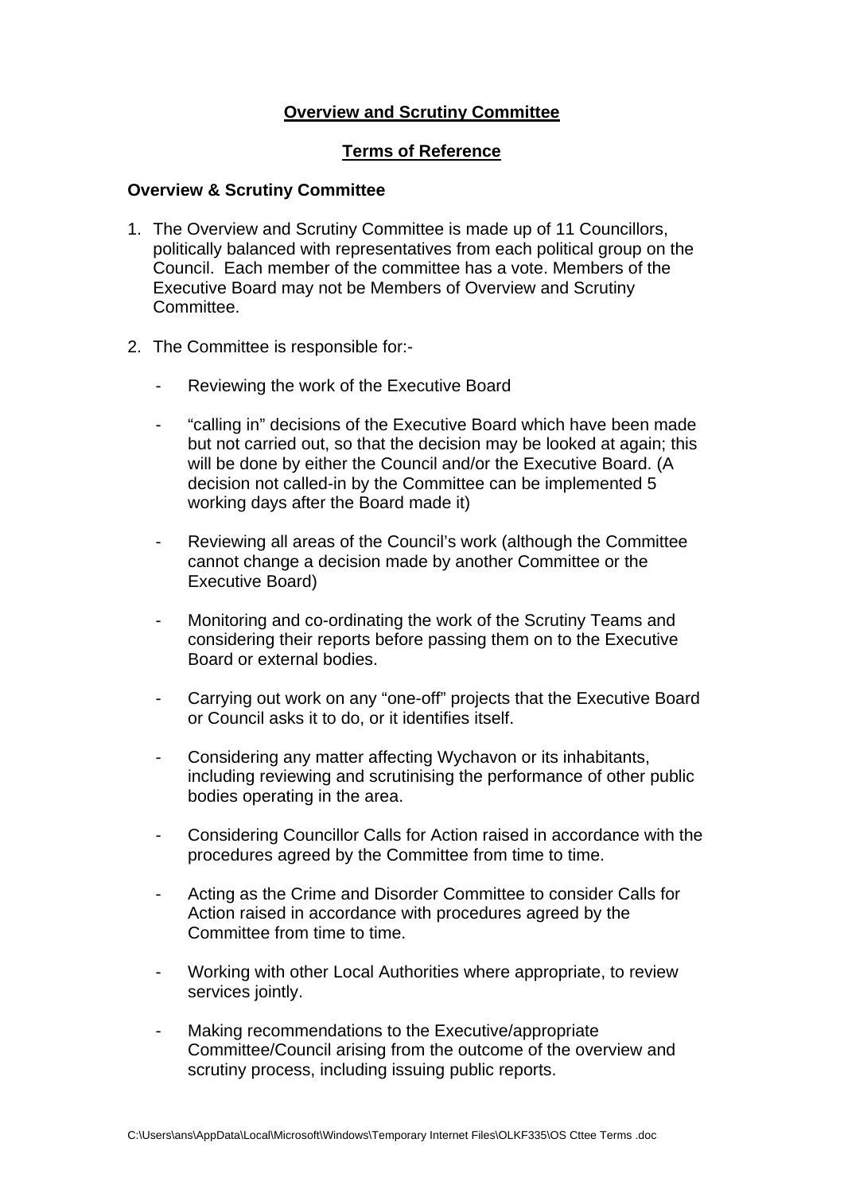# Overview and Scrutiny Committee

## Terms of Reference

**Overview & Scrutiny Committee**

1. The Overview and Scrutiny Committee is made up of 11 Councillors, politically balanced with representatives from each political group on the Council. Each member of the committee has a vote. Members of the Executive Board may not be Members of Overview and Scrutiny Committee.

2. The Committee is responsible for:-

   - Reviewing the work of the Executive Board

   - "calling in" decisions of the Executive Board which have been made but not carried out, so that the decision may be looked at again; this will be done by either the Council and/or the Executive Board. (A decision not called-in by the Committee can be implemented 5 working days after the Board made it)

   - Reviewing all areas of the Council's work (although the Committee cannot change a decision made by another Committee or the Executive Board)

   - Monitoring and co-ordinating the work of the Scrutiny Teams and considering their reports before passing them on to the Executive Board or external bodies.

   - Carrying out work on any "one-off" projects that the Executive Board or Council asks it to do, or it identifies itself.

   - Considering any matter affecting Wychavon or its inhabitants, including reviewing and scrutinising the performance of other public bodies operating in the area.

   - Considering Councillor Calls for Action raised in accordance with the procedures agreed by the Committee from time to time.

   - Acting as the Crime and Disorder Committee to consider Calls for Action raised in accordance with procedures agreed by the Committee from time to time.

   - Working with other Local Authorities where appropriate, to review services jointly.

   - Making recommendations to the Executive/appropriate Committee/Council arising from the outcome of the overview and scrutiny process, including issuing public reports.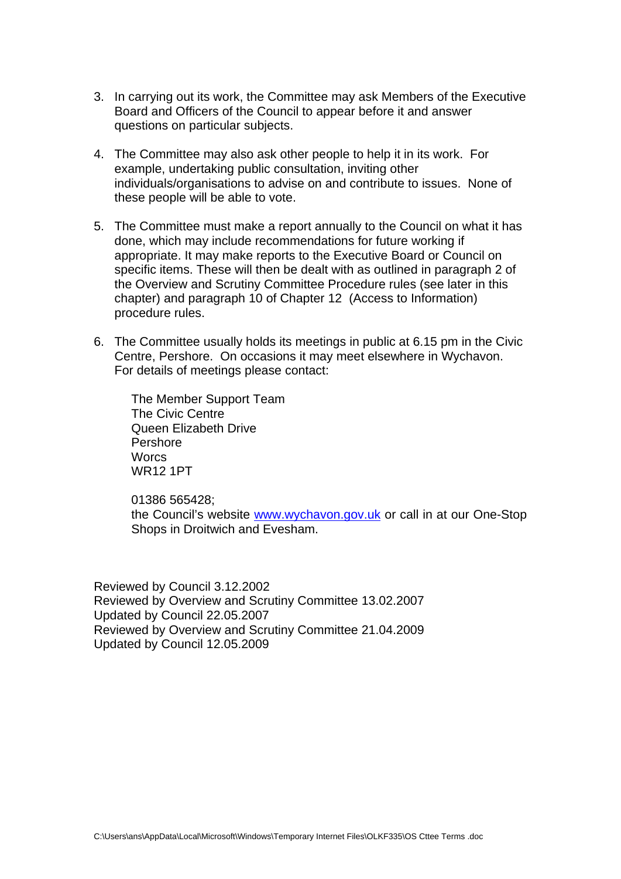3. In carrying out its work, the Committee may ask Members of the Executive Board and Officers of the Council to appear before it and answer questions on particular subjects.

4. The Committee may also ask other people to help it in its work. For example, undertaking public consultation, inviting other individuals/organisations to advise on and contribute to issues. None of these people will be able to vote.

5. The Committee must make a report annually to the Council on what it has done, which may include recommendations for future working if appropriate. It may make reports to the Executive Board or Council on specific items. These will then be dealt with as outlined in paragraph 2 of the Overview and Scrutiny Committee Procedure rules (see later in this chapter) and paragraph 10 of Chapter 12 (Access to Information) procedure rules.

6. The Committee usually holds its meetings in public at 6.15 pm in the Civic Centre, Pershore. On occasions it may meet elsewhere in Wychavon. For details of meetings please contact:

   The Member Support Team
   The Civic Centre
   Queen Elizabeth Drive
   Pershore
   Worcs
   WR12 1PT

   01386 565428;
   the Council's website www.wychavon.gov.uk or call in at our One-Stop Shops in Droitwich and Evesham.

Reviewed by Council 3.12.2002
Reviewed by Overview and Scrutiny Committee 13.02.2007
Updated by Council 22.05.2007
Reviewed by Overview and Scrutiny Committee 21.04.2009
Updated by Council 12.05.2009

C:\Users\ans\AppData\Local\Microsoft\Windows\Temporary Internet Files\OLKF335\OS Cttee Terms .doc